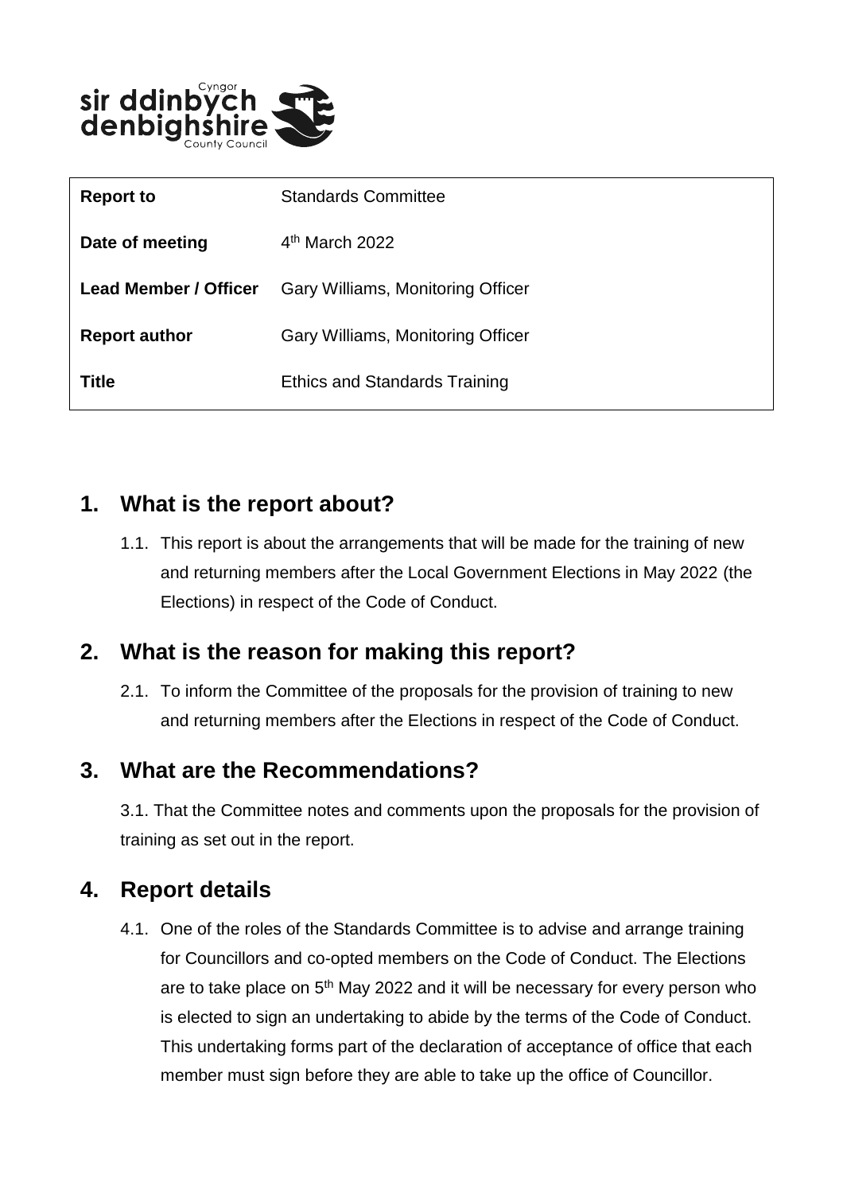| | |
|---|---|
| **Report to** | Standards Committee |
| **Date of meeting** | 4th March 2022 |
| **Lead Member / Officer** | Gary Williams, Monitoring Officer |
| **Report author** | Gary Williams, Monitoring Officer |
| **Title** | Ethics and Standards Training |

## 1. What is the report about?

1.1. This report is about the arrangements that will be made for the training of new and returning members after the Local Government Elections in May 2022 (the Elections) in respect of the Code of Conduct.

## 2. What is the reason for making this report?

2.1. To inform the Committee of the proposals for the provision of training to new and returning members after the Elections in respect of the Code of Conduct.

## 3. What are the Recommendations?

3.1. That the Committee notes and comments upon the proposals for the provision of training as set out in the report.

## 4. Report details

4.1. One of the roles of the Standards Committee is to advise and arrange training for Councillors and co-opted members on the Code of Conduct. The Elections are to take place on 5th May 2022 and it will be necessary for every person who is elected to sign an undertaking to abide by the terms of the Code of Conduct. This undertaking forms part of the declaration of acceptance of office that each member must sign before they are able to take up the office of Councillor.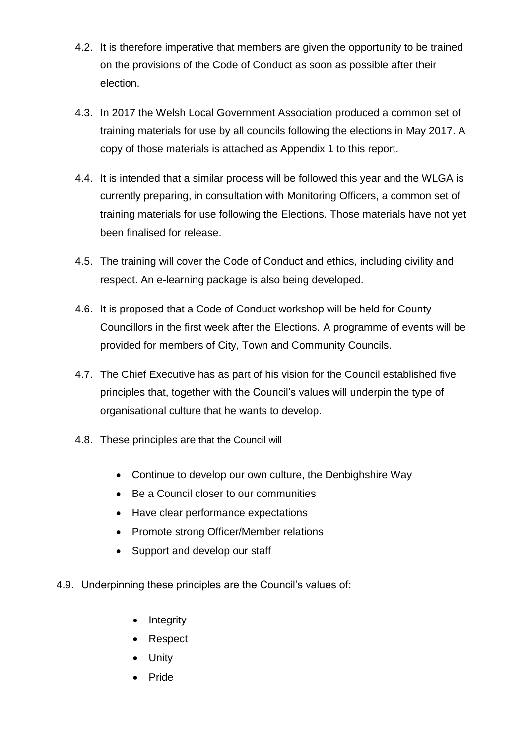4.2. It is therefore imperative that members are given the opportunity to be trained on the provisions of the Code of Conduct as soon as possible after their election.

4.3. In 2017 the Welsh Local Government Association produced a common set of training materials for use by all councils following the elections in May 2017. A copy of those materials is attached as Appendix 1 to this report.

4.4. It is intended that a similar process will be followed this year and the WLGA is currently preparing, in consultation with Monitoring Officers, a common set of training materials for use following the Elections. Those materials have not yet been finalised for release.

4.5. The training will cover the Code of Conduct and ethics, including civility and respect. An e-learning package is also being developed.

4.6. It is proposed that a Code of Conduct workshop will be held for County Councillors in the first week after the Elections. A programme of events will be provided for members of City, Town and Community Councils.

4.7. The Chief Executive has as part of his vision for the Council established five principles that, together with the Council's values will underpin the type of organisational culture that he wants to develop.

4.8. These principles are that the Council will

- Continue to develop our own culture, the Denbighshire Way
- Be a Council closer to our communities
- Have clear performance expectations
- Promote strong Officer/Member relations
- Support and develop our staff

4.9. Underpinning these principles are the Council's values of:

- Integrity
- Respect
- Unity
- Pride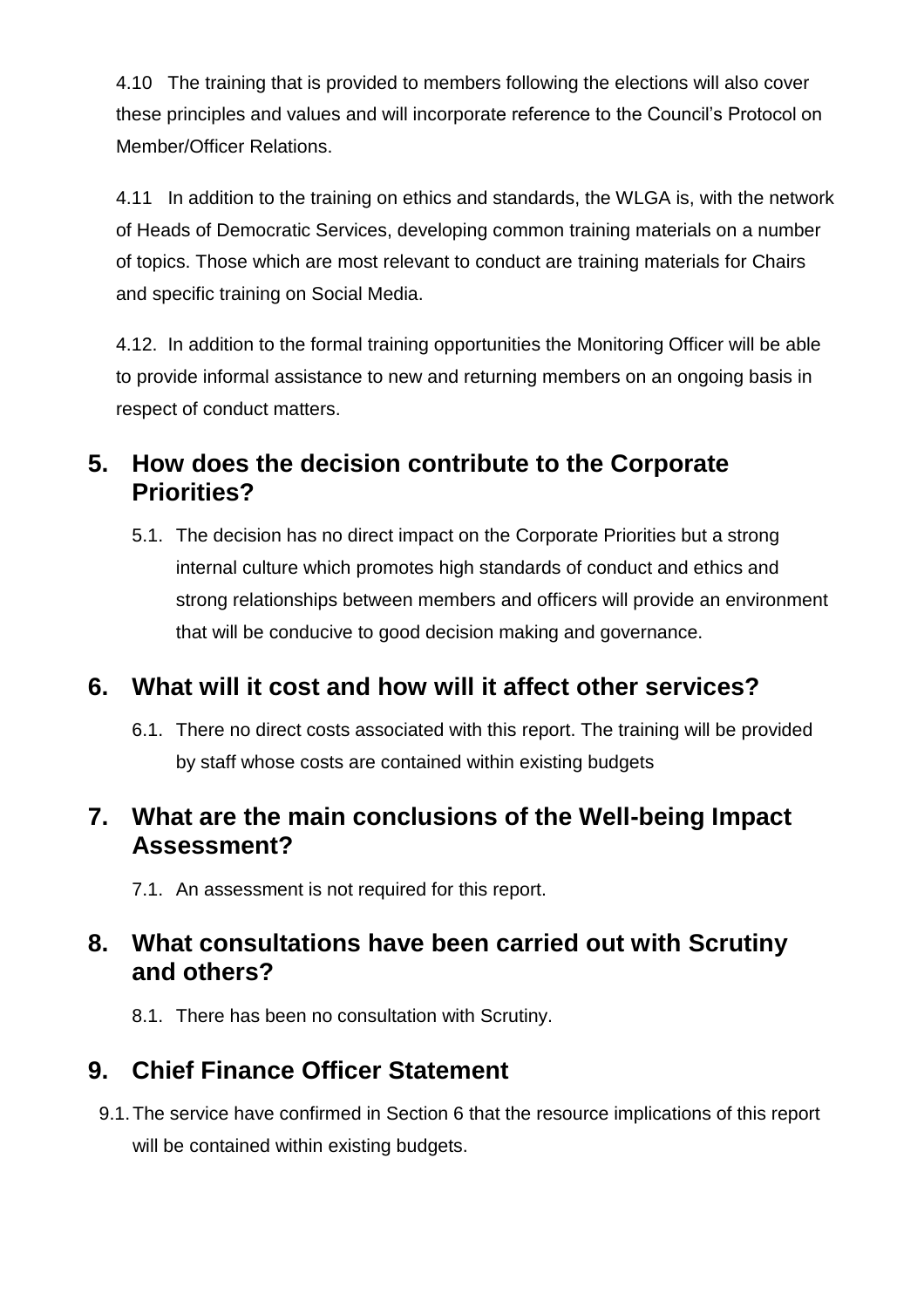4.10 The training that is provided to members following the elections will also cover these principles and values and will incorporate reference to the Council's Protocol on Member/Officer Relations.

4.11 In addition to the training on ethics and standards, the WLGA is, with the network of Heads of Democratic Services, developing common training materials on a number of topics. Those which are most relevant to conduct are training materials for Chairs and specific training on Social Media.

4.12. In addition to the formal training opportunities the Monitoring Officer will be able to provide informal assistance to new and returning members on an ongoing basis in respect of conduct matters.

## 5. How does the decision contribute to the Corporate Priorities?

5.1. The decision has no direct impact on the Corporate Priorities but a strong internal culture which promotes high standards of conduct and ethics and strong relationships between members and officers will provide an environment that will be conducive to good decision making and governance.

## 6. What will it cost and how will it affect other services?

6.1. There no direct costs associated with this report. The training will be provided by staff whose costs are contained within existing budgets

## 7. What are the main conclusions of the Well-being Impact Assessment?

7.1. An assessment is not required for this report.

## 8. What consultations have been carried out with Scrutiny and others?

8.1. There has been no consultation with Scrutiny.

## 9. Chief Finance Officer Statement

9.1. The service have confirmed in Section 6 that the resource implications of this report will be contained within existing budgets.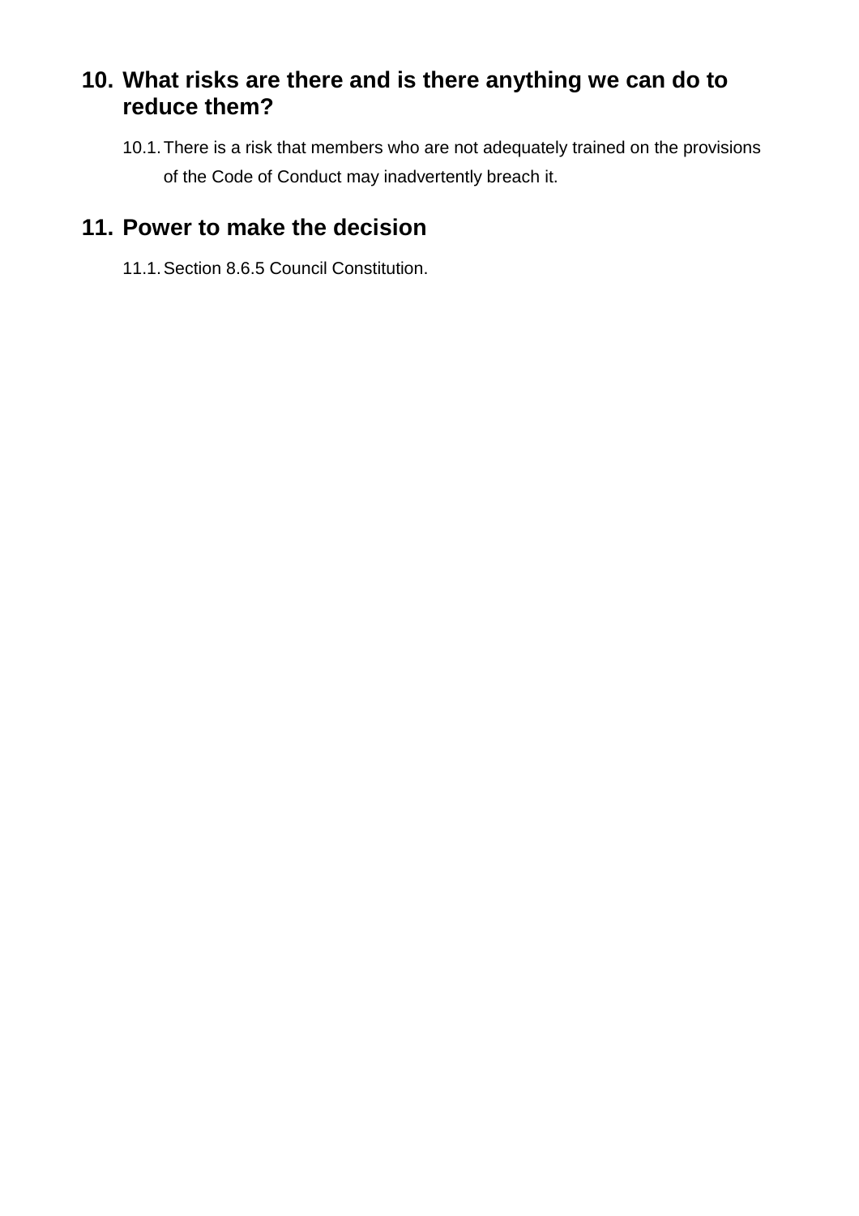## 10. What risks are there and is there anything we can do to reduce them?

10.1. There is a risk that members who are not adequately trained on the provisions of the Code of Conduct may inadvertently breach it.

## 11. Power to make the decision

11.1. Section 8.6.5 Council Constitution.